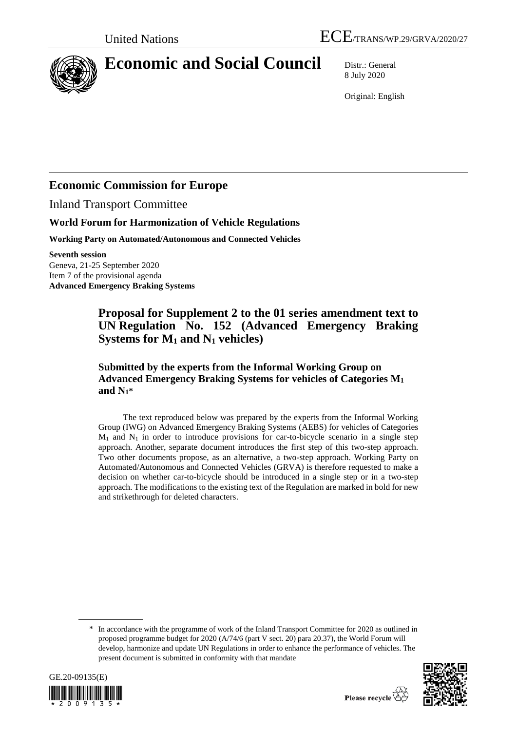United Nations — ECE/TRANS/WP.29/GRVA/2020/27

# Economic and Social Council

Distr.: General
8 July 2020

Original: English

## Economic Commission for Europe

Inland Transport Committee

### World Forum for Harmonization of Vehicle Regulations

**Working Party on Automated/Autonomous and Connected Vehicles**

**Seventh session**
Geneva, 21-25 September 2020
Item 7 of the provisional agenda
**Advanced Emergency Braking Systems**

## Proposal for Supplement 2 to the 01 series amendment text to UN Regulation No. 152 (Advanced Emergency Braking Systems for $M_1$ and $N_1$ vehicles)

### Submitted by the experts from the Informal Working Group on Advanced Emergency Braking Systems for vehicles of Categories $M_1$ and $N_1$*

The text reproduced below was prepared by the experts from the Informal Working Group (IWG) on Advanced Emergency Braking Systems (AEBS) for vehicles of Categories $M_1$ and $N_1$ in order to introduce provisions for car-to-bicycle scenario in a single step approach. Another, separate document introduces the first step of this two-step approach. Two other documents propose, as an alternative, a two-step approach. Working Party on Automated/Autonomous and Connected Vehicles (GRVA) is therefore requested to make a decision on whether car-to-bicycle should be introduced in a single step or in a two-step approach. The modifications to the existing text of the Regulation are marked in bold for new and strikethrough for deleted characters.

\* In accordance with the programme of work of the Inland Transport Committee for 2020 as outlined in proposed programme budget for 2020 (A/74/6 (part V sect. 20) para 20.37), the World Forum will develop, harmonize and update UN Regulations in order to enhance the performance of vehicles. The present document is submitted in conformity with that mandate

GE.20-09135(E)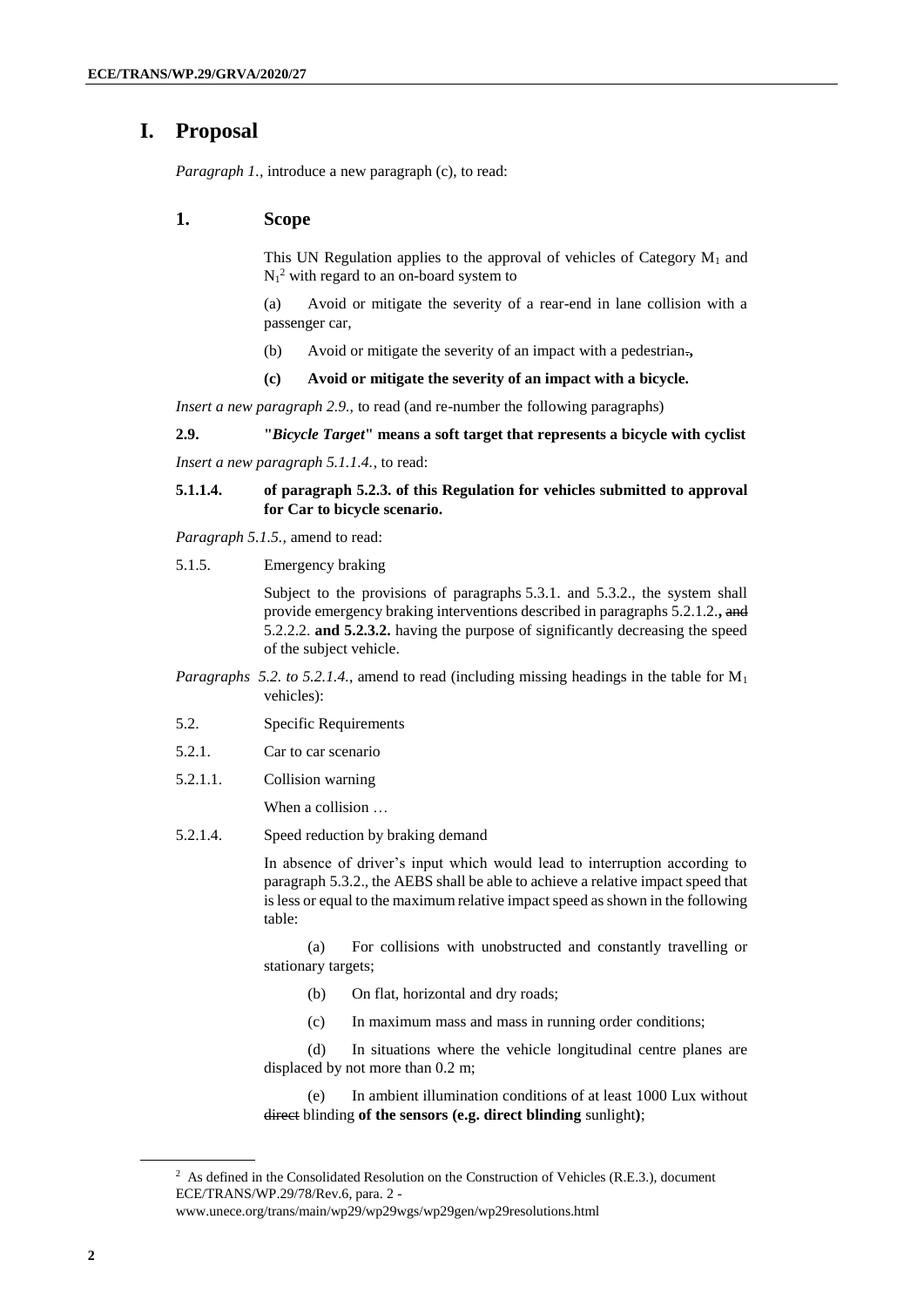# I. Proposal

*Paragraph 1.,* introduce a new paragraph (c), to read:

## 1. Scope

This UN Regulation applies to the approval of vehicles of Category $M_1$ and $N_1$[2] with regard to an on-board system to

(a) Avoid or mitigate the severity of a rear-end in lane collision with a passenger car,

(b) Avoid or mitigate the severity of an impact with a pedestrian~~.~~**,**

**(c) Avoid or mitigate the severity of an impact with a bicycle.**

*Insert a new paragraph 2.9.,* to read (and re-number the following paragraphs)

**2.9. "*Bicycle Target*" means a soft target that represents a bicycle with cyclist**

*Insert a new paragraph 5.1.1.4.,* to read:

**5.1.1.4. of paragraph 5.2.3. of this Regulation for vehicles submitted to approval for Car to bicycle scenario.**

*Paragraph 5.1.5.,* amend to read:

5.1.5. Emergency braking

Subject to the provisions of paragraphs 5.3.1. and 5.3.2., the system shall provide emergency braking interventions described in paragraphs 5.2.1.2.**,** ~~and~~ 5.2.2.2. **and 5.2.3.2.** having the purpose of significantly decreasing the speed of the subject vehicle.

*Paragraphs 5.2. to 5.2.1.4.,* amend to read (including missing headings in the table for $M_1$ vehicles):

5.2. Specific Requirements

5.2.1. Car to car scenario

5.2.1.1. Collision warning

When a collision …

5.2.1.4. Speed reduction by braking demand

In absence of driver's input which would lead to interruption according to paragraph 5.3.2., the AEBS shall be able to achieve a relative impact speed that is less or equal to the maximum relative impact speed as shown in the following table:

(a) For collisions with unobstructed and constantly travelling or stationary targets;

(b) On flat, horizontal and dry roads;

(c) In maximum mass and mass in running order conditions;

(d) In situations where the vehicle longitudinal centre planes are displaced by not more than 0.2 m;

(e) In ambient illumination conditions of at least 1000 Lux without ~~direct~~ blinding **of the sensors (e.g. direct blinding** sunlight**)**;

---

[2] As defined in the Consolidated Resolution on the Construction of Vehicles (R.E.3.), document ECE/TRANS/WP.29/78/Rev.6, para. 2 - www.unece.org/trans/main/wp29/wp29wgs/wp29gen/wp29resolutions.html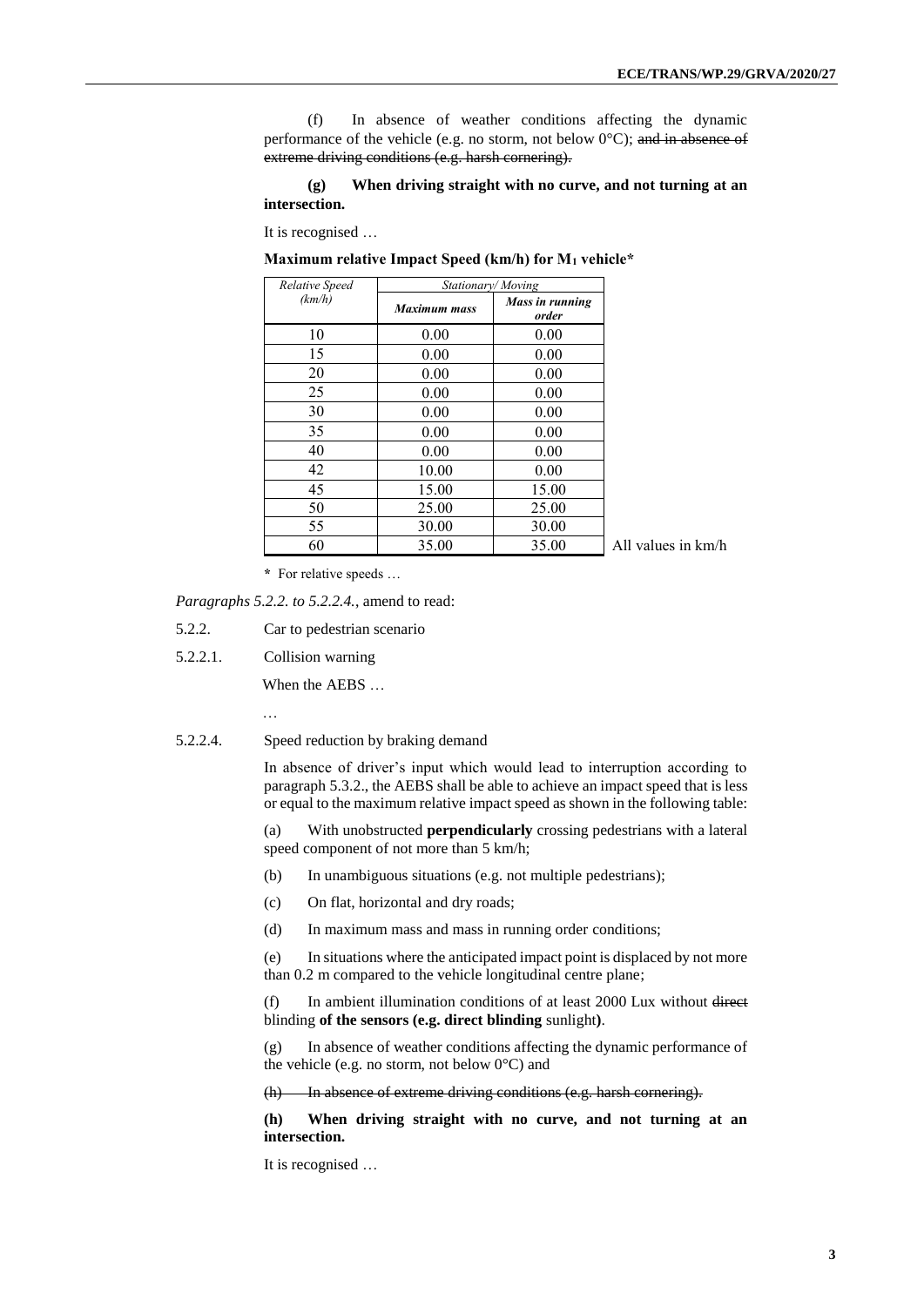(f) In absence of weather conditions affecting the dynamic performance of the vehicle (e.g. no storm, not below 0°C); ~~and in absence of extreme driving conditions (e.g. harsh cornering).~~

**(g) When driving straight with no curve, and not turning at an intersection.**

It is recognised …

**Maximum relative Impact Speed (km/h) for $M_1$ vehicle***

| *Relative Speed (km/h)* | *Stationary/ Moving* | |
|---|---|---|
| | ***Maximum mass*** | ***Mass in running order*** |
| 10 | 0.00 | 0.00 |
| 15 | 0.00 | 0.00 |
| 20 | 0.00 | 0.00 |
| 25 | 0.00 | 0.00 |
| 30 | 0.00 | 0.00 |
| 35 | 0.00 | 0.00 |
| 40 | 0.00 | 0.00 |
| 42 | 10.00 | 0.00 |
| 45 | 15.00 | 15.00 |
| 50 | 25.00 | 25.00 |
| 55 | 30.00 | 30.00 |
| 60 | 35.00 | 35.00 |

All values in km/h

\* For relative speeds …

*Paragraphs 5.2.2. to 5.2.2.4.*, amend to read:

5.2.2. Car to pedestrian scenario

5.2.2.1. Collision warning

When the AEBS …

…

5.2.2.4. Speed reduction by braking demand

In absence of driver's input which would lead to interruption according to paragraph 5.3.2., the AEBS shall be able to achieve an impact speed that is less or equal to the maximum relative impact speed as shown in the following table:

(a) With unobstructed **perpendicularly** crossing pedestrians with a lateral speed component of not more than 5 km/h;

(b) In unambiguous situations (e.g. not multiple pedestrians);

(c) On flat, horizontal and dry roads;

(d) In maximum mass and mass in running order conditions;

(e) In situations where the anticipated impact point is displaced by not more than 0.2 m compared to the vehicle longitudinal centre plane;

(f) In ambient illumination conditions of at least 2000 Lux without ~~direct~~ blinding **of the sensors (e.g. direct blinding** sunlight**)**.

(g) In absence of weather conditions affecting the dynamic performance of the vehicle (e.g. no storm, not below 0°C) and

~~(h) In absence of extreme driving conditions (e.g. harsh cornering).~~

**(h) When driving straight with no curve, and not turning at an intersection.**

It is recognised …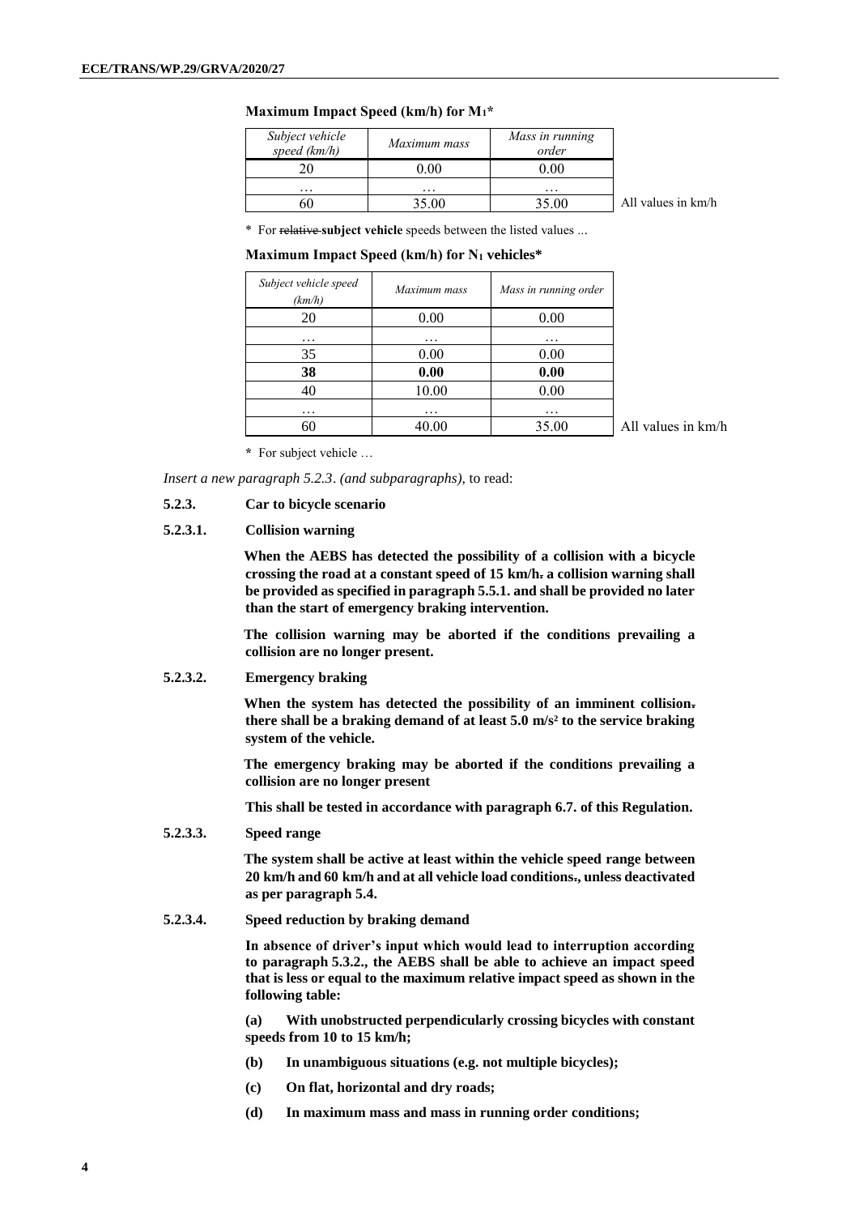**Maximum Impact Speed (km/h) for $M_1$***

| *Subject vehicle speed (km/h)* | *Maximum mass* | *Mass in running order* |
|---|---|---|
| 20 | 0.00 | 0.00 |
| … | … | … |
| 60 | 35.00 | 35.00 |

All values in km/h

* For ~~relative~~ **subject vehicle** speeds between the listed values ...

**Maximum Impact Speed (km/h) for $N_1$ vehicles***

| *Subject vehicle speed (km/h)* | *Maximum mass* | *Mass in running order* |
|---|---|---|
| 20 | 0.00 | 0.00 |
| … | … | … |
| 35 | 0.00 | 0.00 |
| **38** | **0.00** | **0.00** |
| 40 | 10.00 | 0.00 |
| … | … | … |
| 60 | 40.00 | 35.00 |

All values in km/h

* For subject vehicle …

*Insert a new paragraph 5.2.3. (and subparagraphs),* to read:

**5.2.3. Car to bicycle scenario**

**5.2.3.1. Collision warning**

**When the AEBS has detected the possibility of a collision with a bicycle crossing the road at a constant speed of 15 km/h~~.~~ a collision warning shall be provided as specified in paragraph 5.5.1. and shall be provided no later than the start of emergency braking intervention.**

**The collision warning may be aborted if the conditions prevailing a collision are no longer present.**

**5.2.3.2. Emergency braking**

**When the system has detected the possibility of an imminent collision~~.~~ there shall be a braking demand of at least 5.0 m/s² to the service braking system of the vehicle.**

**The emergency braking may be aborted if the conditions prevailing a collision are no longer present**

**This shall be tested in accordance with paragraph 6.7. of this Regulation.**

**5.2.3.3. Speed range**

**The system shall be active at least within the vehicle speed range between 20 km/h and 60 km/h and at all vehicle load conditions~~.~~, unless deactivated as per paragraph 5.4.**

**5.2.3.4. Speed reduction by braking demand**

**In absence of driver's input which would lead to interruption according to paragraph 5.3.2., the AEBS shall be able to achieve an impact speed that is less or equal to the maximum relative impact speed as shown in the following table:**

**(a) With unobstructed perpendicularly crossing bicycles with constant speeds from 10 to 15 km/h;**

**(b) In unambiguous situations (e.g. not multiple bicycles);**

**(c) On flat, horizontal and dry roads;**

**(d) In maximum mass and mass in running order conditions;**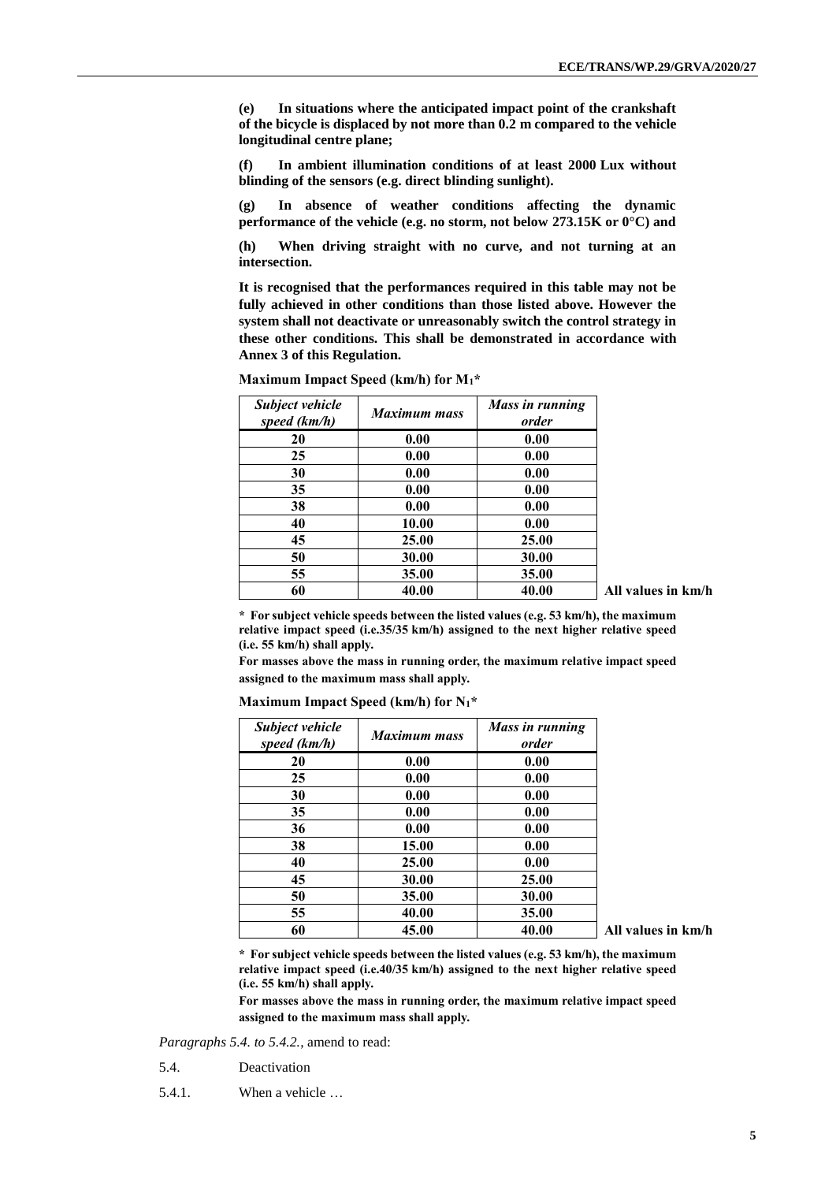**(e) In situations where the anticipated impact point of the crankshaft of the bicycle is displaced by not more than 0.2 m compared to the vehicle longitudinal centre plane;**

**(f) In ambient illumination conditions of at least 2000 Lux without blinding of the sensors (e.g. direct blinding sunlight).**

**(g) In absence of weather conditions affecting the dynamic performance of the vehicle (e.g. no storm, not below 273.15K or 0°C) and**

**(h) When driving straight with no curve, and not turning at an intersection.**

**It is recognised that the performances required in this table may not be fully achieved in other conditions than those listed above. However the system shall not deactivate or unreasonably switch the control strategy in these other conditions. This shall be demonstrated in accordance with Annex 3 of this Regulation.**

**Maximum Impact Speed (km/h) for $M_1$*\***

| *Subject vehicle speed (km/h)* | *Maximum mass* | *Mass in running order* |
|---|---|---|
| **20** | **0.00** | **0.00** |
| **25** | **0.00** | **0.00** |
| **30** | **0.00** | **0.00** |
| **35** | **0.00** | **0.00** |
| **38** | **0.00** | **0.00** |
| **40** | **10.00** | **0.00** |
| **45** | **25.00** | **25.00** |
| **50** | **30.00** | **30.00** |
| **55** | **35.00** | **35.00** |
| **60** | **40.00** | **40.00** |

**All values in km/h**

**\* For subject vehicle speeds between the listed values (e.g. 53 km/h), the maximum relative impact speed (i.e.35/35 km/h) assigned to the next higher relative speed (i.e. 55 km/h) shall apply.**

**For masses above the mass in running order, the maximum relative impact speed assigned to the maximum mass shall apply.**

**Maximum Impact Speed (km/h) for $N_1$*\***

| *Subject vehicle speed (km/h)* | *Maximum mass* | *Mass in running order* |
|---|---|---|
| **20** | **0.00** | **0.00** |
| **25** | **0.00** | **0.00** |
| **30** | **0.00** | **0.00** |
| **35** | **0.00** | **0.00** |
| **36** | **0.00** | **0.00** |
| **38** | **15.00** | **0.00** |
| **40** | **25.00** | **0.00** |
| **45** | **30.00** | **25.00** |
| **50** | **35.00** | **30.00** |
| **55** | **40.00** | **35.00** |
| **60** | **45.00** | **40.00** |

**All values in km/h**

**\* For subject vehicle speeds between the listed values (e.g. 53 km/h), the maximum relative impact speed (i.e.40/35 km/h) assigned to the next higher relative speed (i.e. 55 km/h) shall apply.**

**For masses above the mass in running order, the maximum relative impact speed assigned to the maximum mass shall apply.**

*Paragraphs 5.4. to 5.4.2.*, amend to read:

5.4. Deactivation

5.4.1. When a vehicle …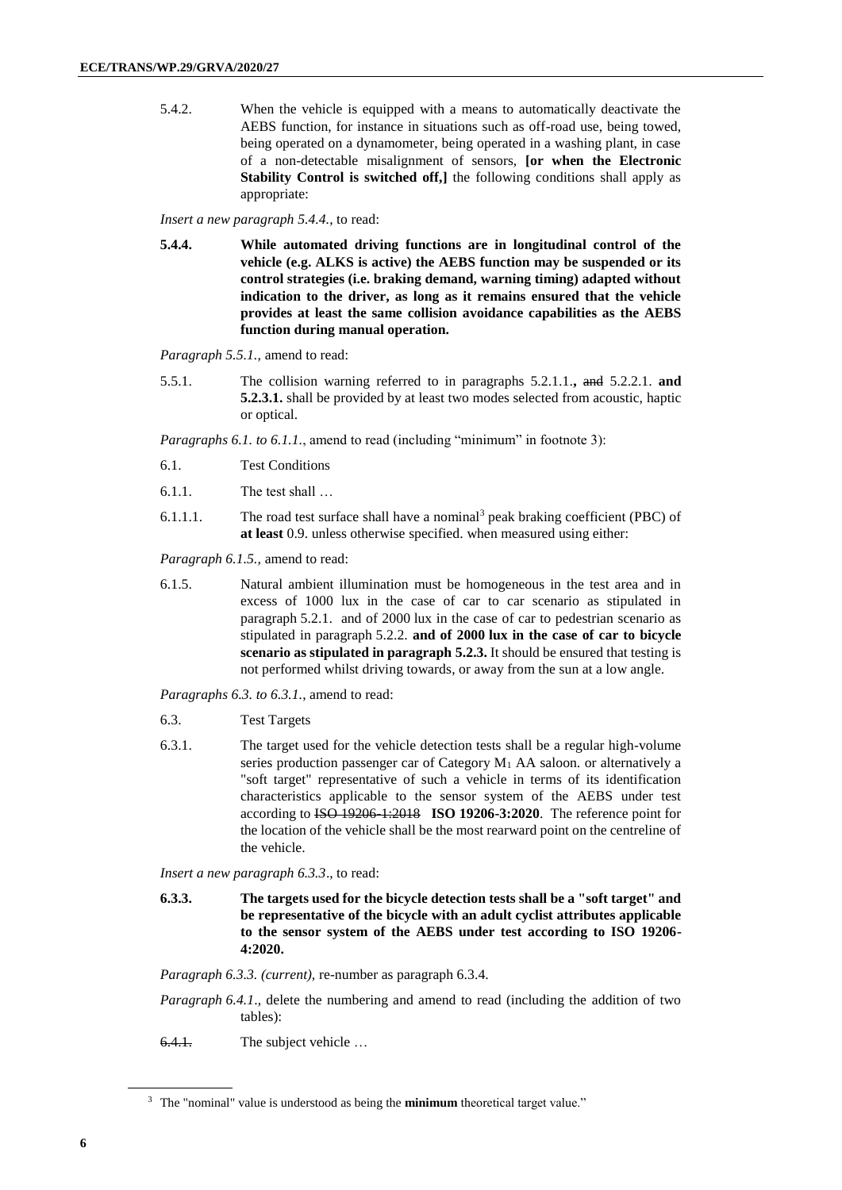5.4.2. When the vehicle is equipped with a means to automatically deactivate the AEBS function, for instance in situations such as off-road use, being towed, being operated on a dynamometer, being operated in a washing plant, in case of a non-detectable misalignment of sensors, **[or when the Electronic Stability Control is switched off,]** the following conditions shall apply as appropriate:

*Insert a new paragraph 5.4.4.*, to read:

**5.4.4. While automated driving functions are in longitudinal control of the vehicle (e.g. ALKS is active) the AEBS function may be suspended or its control strategies (i.e. braking demand, warning timing) adapted without indication to the driver, as long as it remains ensured that the vehicle provides at least the same collision avoidance capabilities as the AEBS function during manual operation.**

*Paragraph 5.5.1.,* amend to read:

5.5.1. The collision warning referred to in paragraphs 5.2.1.1.**,** ~~and~~ 5.2.2.1. **and 5.2.3.1.** shall be provided by at least two modes selected from acoustic, haptic or optical.

*Paragraphs 6.1. to 6.1.1.*, amend to read (including "minimum" in footnote 3):

6.1. Test Conditions

6.1.1. The test shall …

6.1.1.1. The road test surface shall have a nominal[3] peak braking coefficient (PBC) of **at least** 0.9. unless otherwise specified. when measured using either:

*Paragraph 6.1.5.,* amend to read:

6.1.5. Natural ambient illumination must be homogeneous in the test area and in excess of 1000 lux in the case of car to car scenario as stipulated in paragraph 5.2.1. and of 2000 lux in the case of car to pedestrian scenario as stipulated in paragraph 5.2.2. **and of 2000 lux in the case of car to bicycle scenario as stipulated in paragraph 5.2.3.** It should be ensured that testing is not performed whilst driving towards, or away from the sun at a low angle.

*Paragraphs 6.3. to 6.3.1.*, amend to read:

6.3. Test Targets

6.3.1. The target used for the vehicle detection tests shall be a regular high-volume series production passenger car of Category $M_1$ AA saloon. or alternatively a "soft target" representative of such a vehicle in terms of its identification characteristics applicable to the sensor system of the AEBS under test according to ~~ISO 19206-1:2018~~ **ISO 19206-3:2020**. The reference point for the location of the vehicle shall be the most rearward point on the centreline of the vehicle.

*Insert a new paragraph 6.3.3*., to read:

**6.3.3. The targets used for the bicycle detection tests shall be a "soft target" and be representative of the bicycle with an adult cyclist attributes applicable to the sensor system of the AEBS under test according to ISO 19206-4:2020.**

*Paragraph 6.3.3. (current),* re-number as paragraph 6.3.4.

*Paragraph 6.4.1*., delete the numbering and amend to read (including the addition of two tables):

~~6.4.1.~~ The subject vehicle …

---

[3] The "nominal" value is understood as being the **minimum** theoretical target value."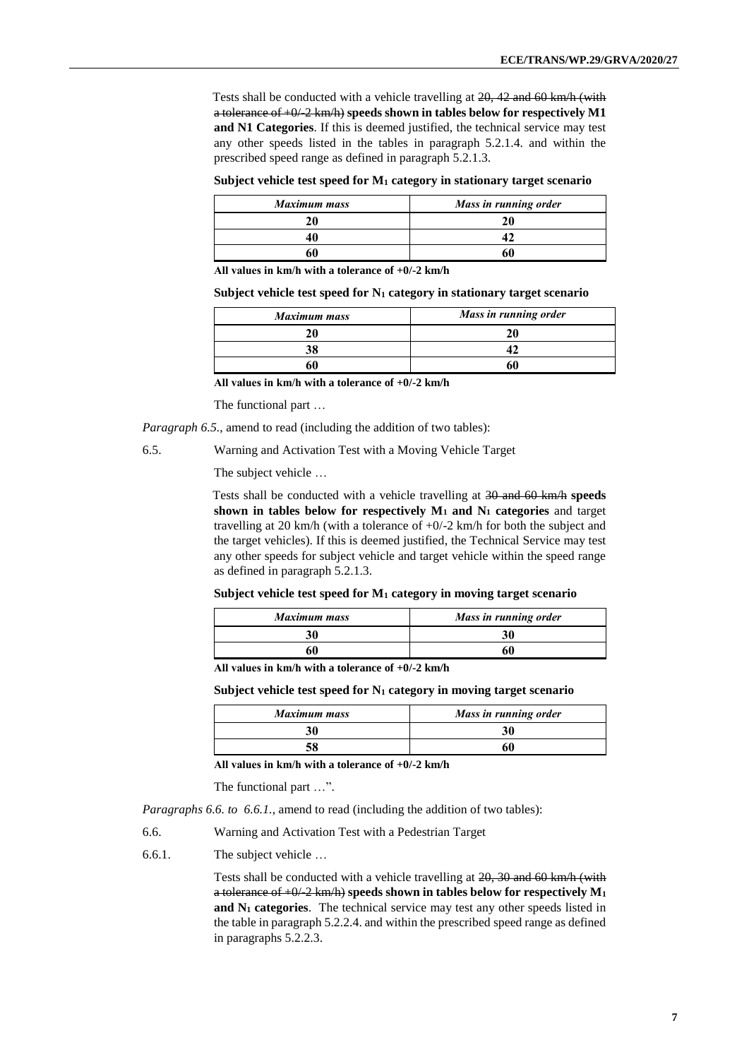Tests shall be conducted with a vehicle travelling at ~~20, 42 and 60 km/h (with a tolerance of +0/-2 km/h)~~ **speeds shown in tables below for respectively M1 and N1 Categories**. If this is deemed justified, the technical service may test any other speeds listed in the tables in paragraph 5.2.1.4. and within the prescribed speed range as defined in paragraph 5.2.1.3.

**Subject vehicle test speed for $M_1$ category in stationary target scenario**

| *Maximum mass* | *Mass in running order* |
|---|---|
| **20** | **20** |
| **40** | **42** |
| **60** | **60** |

**All values in km/h with a tolerance of +0/-2 km/h**

**Subject vehicle test speed for $N_1$ category in stationary target scenario**

| *Maximum mass* | *Mass in running order* |
|---|---|
| **20** | **20** |
| **38** | **42** |
| **60** | **60** |

**All values in km/h with a tolerance of +0/-2 km/h**

The functional part …

*Paragraph 6.5.*, amend to read (including the addition of two tables):

6.5. Warning and Activation Test with a Moving Vehicle Target

The subject vehicle …

Tests shall be conducted with a vehicle travelling at ~~30 and 60 km/h~~ **speeds shown in tables below for respectively $M_1$ and $N_1$ categories** and target travelling at 20 km/h (with a tolerance of +0/-2 km/h for both the subject and the target vehicles). If this is deemed justified, the Technical Service may test any other speeds for subject vehicle and target vehicle within the speed range as defined in paragraph 5.2.1.3.

**Subject vehicle test speed for $M_1$ category in moving target scenario**

| *Maximum mass* | *Mass in running order* |
|---|---|
| **30** | **30** |
| **60** | **60** |

**All values in km/h with a tolerance of +0/-2 km/h**

**Subject vehicle test speed for $N_1$ category in moving target scenario**

| *Maximum mass* | *Mass in running order* |
|---|---|
| **30** | **30** |
| **58** | **60** |

**All values in km/h with a tolerance of +0/-2 km/h**

The functional part …".

*Paragraphs 6.6. to 6.6.1.*, amend to read (including the addition of two tables):

6.6. Warning and Activation Test with a Pedestrian Target

6.6.1. The subject vehicle …

Tests shall be conducted with a vehicle travelling at ~~20, 30 and 60 km/h (with a tolerance of +0/-2 km/h)~~ **speeds shown in tables below for respectively $M_1$ and $N_1$ categories**. The technical service may test any other speeds listed in the table in paragraph 5.2.2.4. and within the prescribed speed range as defined in paragraphs 5.2.2.3.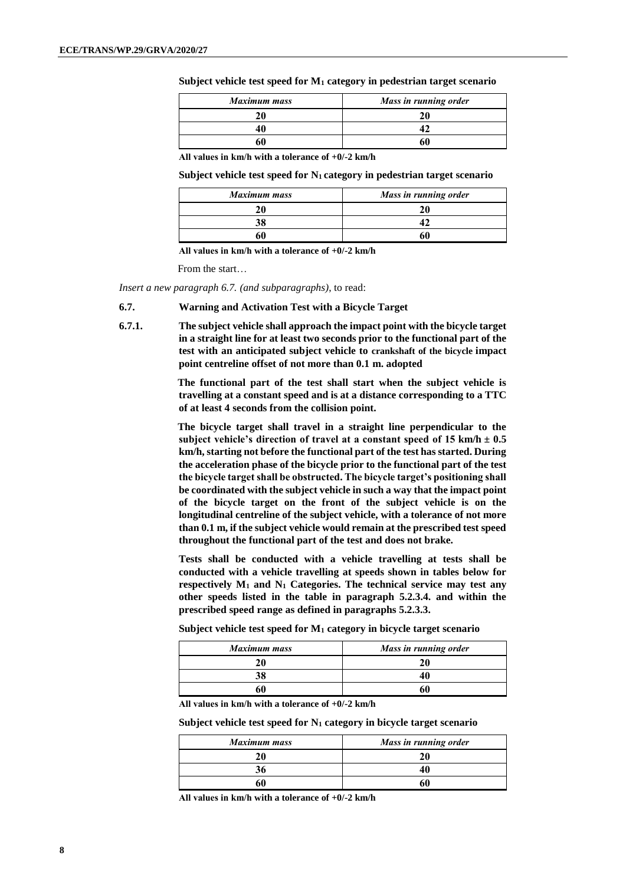**Subject vehicle test speed for $M_1$ category in pedestrian target scenario**

| *Maximum mass* | *Mass in running order* |
| --- | --- |
| **20** | **20** |
| **40** | **42** |
| **60** | **60** |

**All values in km/h with a tolerance of +0/-2 km/h**

**Subject vehicle test speed for $N_1$ category in pedestrian target scenario**

| *Maximum mass* | *Mass in running order* |
| --- | --- |
| **20** | **20** |
| **38** | **42** |
| **60** | **60** |

**All values in km/h with a tolerance of +0/-2 km/h**

From the start…

*Insert a new paragraph 6.7. (and subparagraphs)*, to read:

**6.7. Warning and Activation Test with a Bicycle Target**

**6.7.1. The subject vehicle shall approach the impact point with the bicycle target in a straight line for at least two seconds prior to the functional part of the test with an anticipated subject vehicle to crankshaft of the bicycle impact point centreline offset of not more than 0.1 m. adopted**

**The functional part of the test shall start when the subject vehicle is travelling at a constant speed and is at a distance corresponding to a TTC of at least 4 seconds from the collision point.**

**The bicycle target shall travel in a straight line perpendicular to the subject vehicle's direction of travel at a constant speed of 15 km/h ± 0.5 km/h, starting not before the functional part of the test has started. During the acceleration phase of the bicycle prior to the functional part of the test the bicycle target shall be obstructed. The bicycle target's positioning shall be coordinated with the subject vehicle in such a way that the impact point of the bicycle target on the front of the subject vehicle is on the longitudinal centreline of the subject vehicle, with a tolerance of not more than 0.1 m, if the subject vehicle would remain at the prescribed test speed throughout the functional part of the test and does not brake.**

**Tests shall be conducted with a vehicle travelling at tests shall be conducted with a vehicle travelling at speeds shown in tables below for respectively $M_1$ and $N_1$ Categories. The technical service may test any other speeds listed in the table in paragraph 5.2.3.4. and within the prescribed speed range as defined in paragraphs 5.2.3.3.**

**Subject vehicle test speed for $M_1$ category in bicycle target scenario**

| *Maximum mass* | *Mass in running order* |
| --- | --- |
| **20** | **20** |
| **38** | **40** |
| **60** | **60** |

**All values in km/h with a tolerance of +0/-2 km/h**

**Subject vehicle test speed for $N_1$ category in bicycle target scenario**

| *Maximum mass* | *Mass in running order* |
| --- | --- |
| **20** | **20** |
| **36** | **40** |
| **60** | **60** |

**All values in km/h with a tolerance of +0/-2 km/h**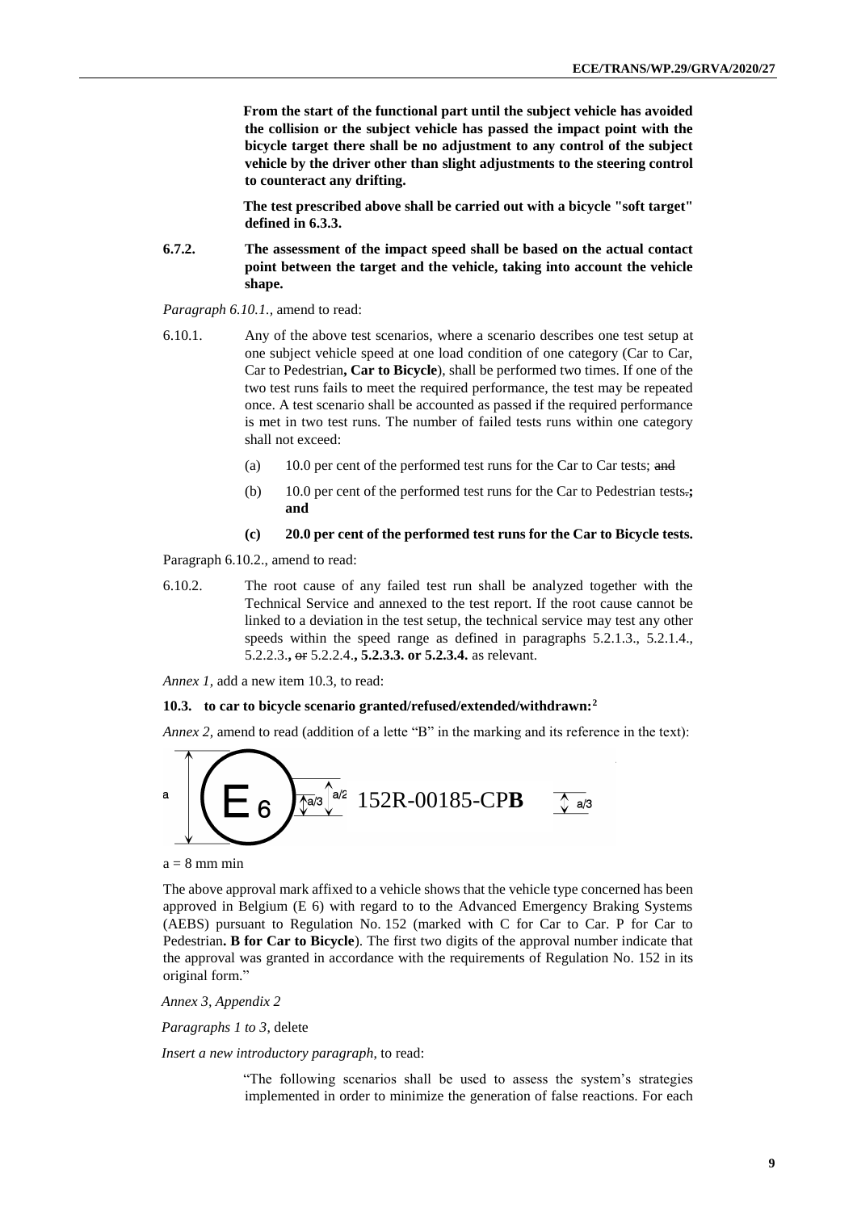**From the start of the functional part until the subject vehicle has avoided the collision or the subject vehicle has passed the impact point with the bicycle target there shall be no adjustment to any control of the subject vehicle by the driver other than slight adjustments to the steering control to counteract any drifting.**

**The test prescribed above shall be carried out with a bicycle "soft target" defined in 6.3.3.**

**6.7.2. The assessment of the impact speed shall be based on the actual contact point between the target and the vehicle, taking into account the vehicle shape.**

*Paragraph 6.10.1.*, amend to read:

6.10.1. Any of the above test scenarios, where a scenario describes one test setup at one subject vehicle speed at one load condition of one category (Car to Car, Car to Pedestrian**, Car to Bicycle**), shall be performed two times. If one of the two test runs fails to meet the required performance, the test may be repeated once. A test scenario shall be accounted as passed if the required performance is met in two test runs. The number of failed tests runs within one category shall not exceed:

(a) 10.0 per cent of the performed test runs for the Car to Car tests; ~~and~~

(b) 10.0 per cent of the performed test runs for the Car to Pedestrian tests~~.~~**; and**

**(c) 20.0 per cent of the performed test runs for the Car to Bicycle tests.**

Paragraph 6.10.2., amend to read:

6.10.2. The root cause of any failed test run shall be analyzed together with the Technical Service and annexed to the test report. If the root cause cannot be linked to a deviation in the test setup, the technical service may test any other speeds within the speed range as defined in paragraphs 5.2.1.3., 5.2.1.4., 5.2.2.3.**,** ~~or~~ 5.2.2.4.**, 5.2.3.3. or 5.2.3.4.** as relevant.

*Annex 1*, add a new item 10.3, to read:

**10.3. to car to bicycle scenario granted/refused/extended/withdrawn:[2]**

*Annex 2*, amend to read (addition of a lette "B" in the marking and its reference in the text):

a | E 6 | a/3 a/2 | 152R-00185-CP**B** | a/3

a = 8 mm min

The above approval mark affixed to a vehicle shows that the vehicle type concerned has been approved in Belgium (E 6) with regard to to the Advanced Emergency Braking Systems (AEBS) pursuant to Regulation No. 152 (marked with C for Car to Car. P for Car to Pedestrian**. B for Car to Bicycle**). The first two digits of the approval number indicate that the approval was granted in accordance with the requirements of Regulation No. 152 in its original form."

*Annex 3, Appendix 2*

*Paragraphs 1 to 3*, delete

*Insert a new introductory paragraph*, to read:

"The following scenarios shall be used to assess the system's strategies implemented in order to minimize the generation of false reactions. For each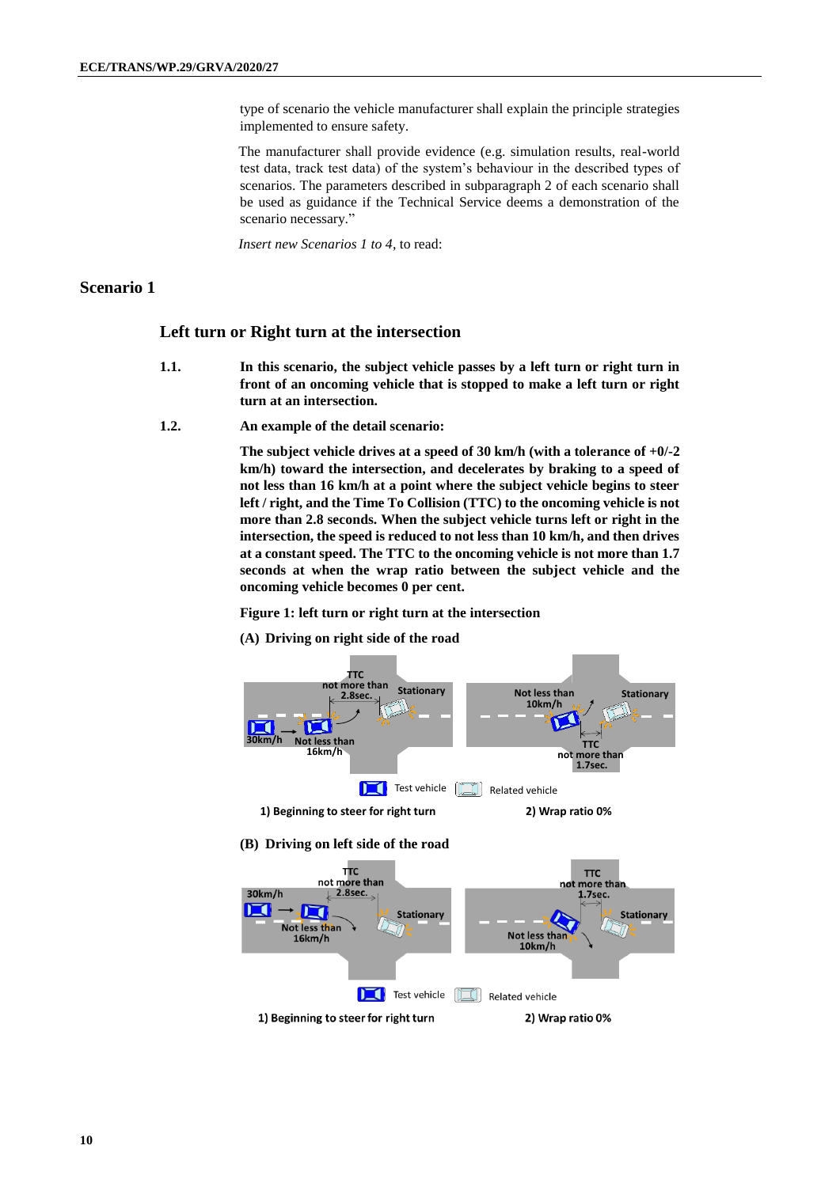type of scenario the vehicle manufacturer shall explain the principle strategies implemented to ensure safety.

The manufacturer shall provide evidence (e.g. simulation results, real-world test data, track test data) of the system's behaviour in the described types of scenarios. The parameters described in subparagraph 2 of each scenario shall be used as guidance if the Technical Service deems a demonstration of the scenario necessary."

*Insert new Scenarios 1 to 4,* to read:

## Scenario 1

### Left turn or Right turn at the intersection

**1.1. In this scenario, the subject vehicle passes by a left turn or right turn in front of an oncoming vehicle that is stopped to make a left turn or right turn at an intersection.**

**1.2. An example of the detail scenario:**

**The subject vehicle drives at a speed of 30 km/h (with a tolerance of +0/-2 km/h) toward the intersection, and decelerates by braking to a speed of not less than 16 km/h at a point where the subject vehicle begins to steer left / right, and the Time To Collision (TTC) to the oncoming vehicle is not more than 2.8 seconds. When the subject vehicle turns left or right in the intersection, the speed is reduced to not less than 10 km/h, and then drives at a constant speed. The TTC to the oncoming vehicle is not more than 1.7 seconds at when the wrap ratio between the subject vehicle and the oncoming vehicle becomes 0 per cent.**

**Figure 1: left turn or right turn at the intersection**

**(A) Driving on right side of the road**

1) Beginning to steer for right turn

2) Wrap ratio 0%

**(B) Driving on left side of the road**

1) Beginning to steer for right turn

2) Wrap ratio 0%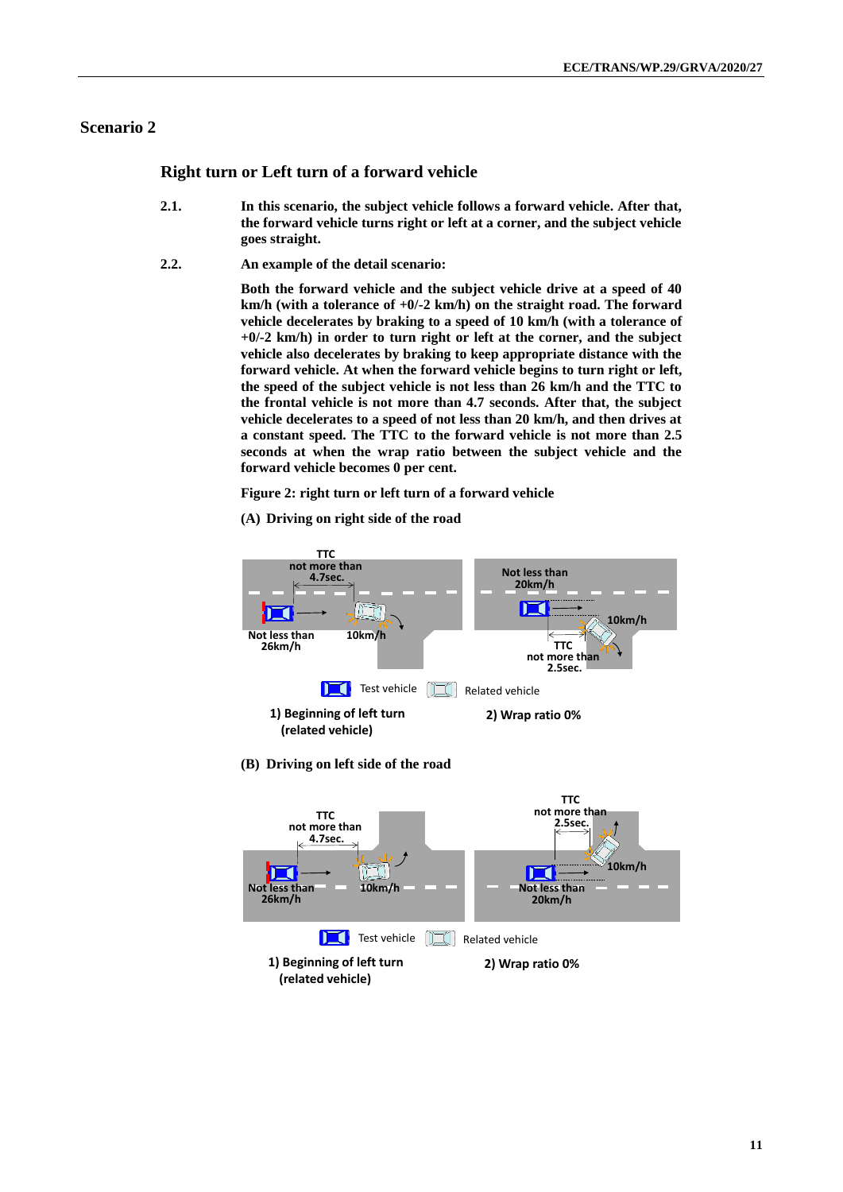## Scenario 2

### Right turn or Left turn of a forward vehicle

2.1. **In this scenario, the subject vehicle follows a forward vehicle. After that, the forward vehicle turns right or left at a corner, and the subject vehicle goes straight.**

2.2. **An example of the detail scenario:**

**Both the forward vehicle and the subject vehicle drive at a speed of 40 km/h (with a tolerance of +0/-2 km/h) on the straight road. The forward vehicle decelerates by braking to a speed of 10 km/h (with a tolerance of +0/-2 km/h) in order to turn right or left at the corner, and the subject vehicle also decelerates by braking to keep appropriate distance with the forward vehicle. At when the forward vehicle begins to turn right or left, the speed of the subject vehicle is not less than 26 km/h and the TTC to the frontal vehicle is not more than 4.7 seconds. After that, the subject vehicle decelerates to a speed of not less than 20 km/h, and then drives at a constant speed. The TTC to the forward vehicle is not more than 2.5 seconds at when the wrap ratio between the subject vehicle and the forward vehicle becomes 0 per cent.**

**Figure 2: right turn or left turn of a forward vehicle**

**(A) Driving on right side of the road**

1) Beginning of right turn (related vehicle) — TTC not more than 4.7sec.; Not less than 26km/h; 10km/h

2) Wrap ratio 0% — Not less than 20km/h; 10km/h; TTC not more than 2.5sec.

Test vehicle — Related vehicle

**(B) Driving on left side of the road**

1) Beginning of left turn (related vehicle) — TTC not more than 4.7sec.; Not less than 26km/h; 10km/h

2) Wrap ratio 0% — TTC not more than 2.5sec.; Not less than 20km/h; 10km/h

Test vehicle — Related vehicle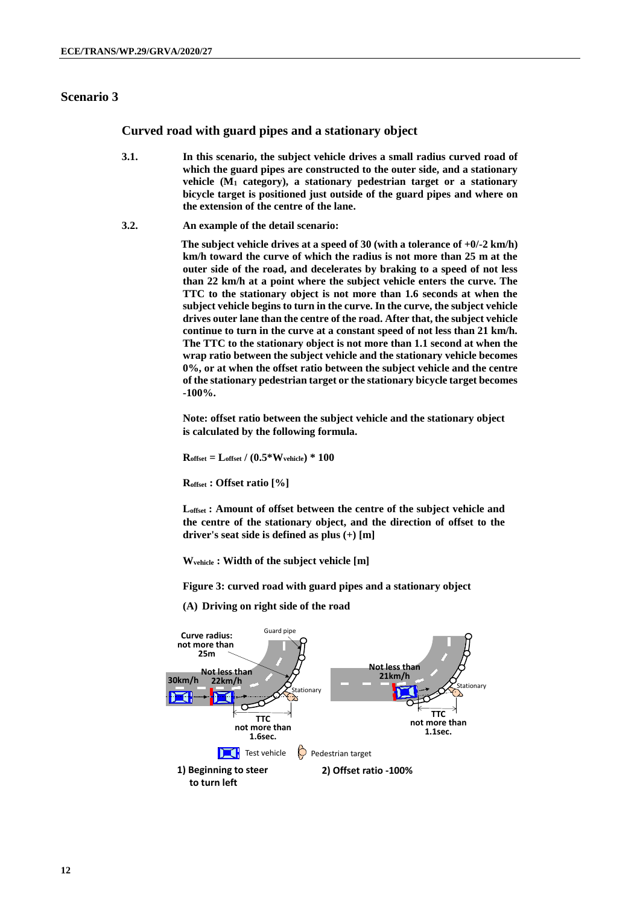## Scenario 3

### Curved road with guard pipes and a stationary object

**3.1. In this scenario, the subject vehicle drives a small radius curved road of which the guard pipes are constructed to the outer side, and a stationary vehicle ($M_1$ category), a stationary pedestrian target or a stationary bicycle target is positioned just outside of the guard pipes and where on the extension of the centre of the lane.**

**3.2. An example of the detail scenario:**

**The subject vehicle drives at a speed of 30 (with a tolerance of +0/-2 km/h) km/h toward the curve of which the radius is not more than 25 m at the outer side of the road, and decelerates by braking to a speed of not less than 22 km/h at a point where the subject vehicle enters the curve. The TTC to the stationary object is not more than 1.6 seconds at when the subject vehicle begins to turn in the curve. In the curve, the subject vehicle drives outer lane than the centre of the road. After that, the subject vehicle continue to turn in the curve at a constant speed of not less than 21 km/h. The TTC to the stationary object is not more than 1.1 second at when the wrap ratio between the subject vehicle and the stationary vehicle becomes 0%, or at when the offset ratio between the subject vehicle and the centre of the stationary pedestrian target or the stationary bicycle target becomes -100%.**

**Note: offset ratio between the subject vehicle and the stationary object is calculated by the following formula.**

$$R_{offset} = L_{offset} / (0.5 * W_{vehicle}) * 100$$

**$R_{offset}$ : Offset ratio [%]**

**$L_{offset}$ : Amount of offset between the centre of the subject vehicle and the centre of the stationary object, and the direction of offset to the driver's seat side is defined as plus (+) [m]**

**$W_{vehicle}$ : Width of the subject vehicle [m]**

**Figure 3: curved road with guard pipes and a stationary object**

**(A) Driving on right side of the road**

Curve radius: not more than 25m — Guard pipe — 30km/h — Not less than 22km/h — Stationary — TTC not more than 1.6sec. — Not less than 21km/h — Stationary — TTC not more than 1.1sec.

Test vehicle — Pedestrian target

1) Beginning to steer to turn left

2) Offset ratio -100%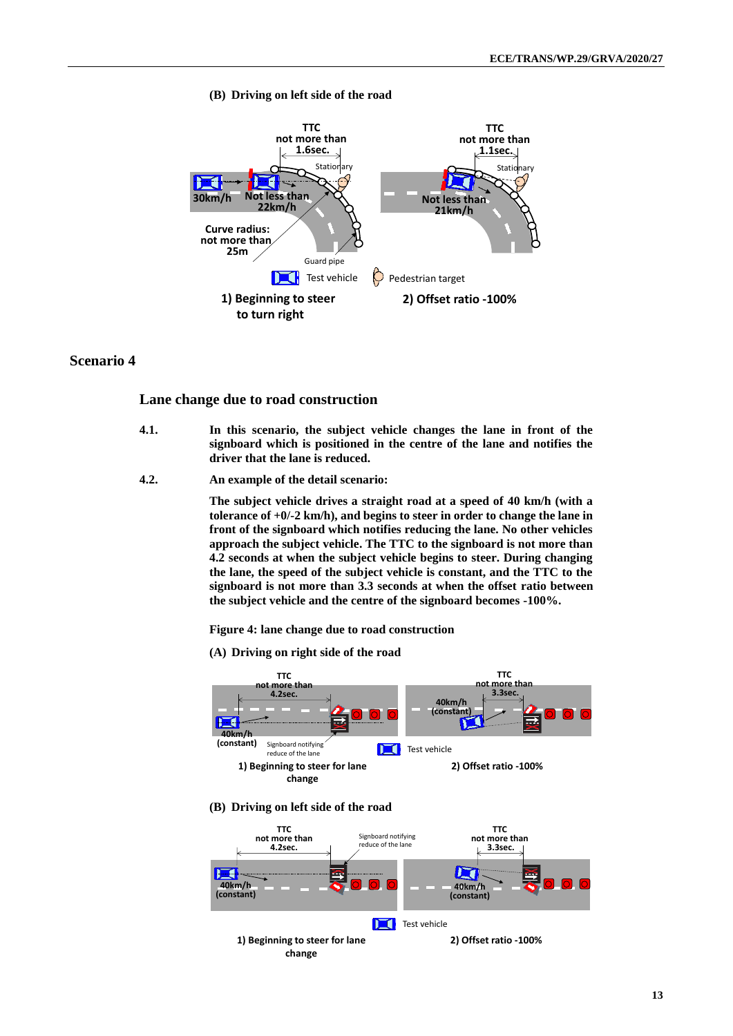**(B) Driving on left side of the road**

TTC not more than 1.6sec. | Stationary | 30km/h | Not less than 22km/h | Curve radius: not more than 25m | Guard pipe | Test vehicle | Pedestrian target

1) Beginning to steer to turn right

TTC not more than 1.1sec. | Stationary | Not less than 21km/h

2) Offset ratio -100%

## Scenario 4

### Lane change due to road construction

**4.1.** **In this scenario, the subject vehicle changes the lane in front of the signboard which is positioned in the centre of the lane and notifies the driver that the lane is reduced.**

**4.2.** **An example of the detail scenario:**

**The subject vehicle drives a straight road at a speed of 40 km/h (with a tolerance of +0/-2 km/h), and begins to steer in order to change the lane in front of the signboard which notifies reducing the lane. No other vehicles approach the subject vehicle. The TTC to the signboard is not more than 4.2 seconds at when the subject vehicle begins to steer. During changing the lane, the speed of the subject vehicle is constant, and the TTC to the signboard is not more than 3.3 seconds at when the offset ratio between the subject vehicle and the centre of the signboard becomes -100%.**

**Figure 4: lane change due to road construction**

**(A) Driving on right side of the road**

TTC not more than 4.2sec. | 40km/h (constant) | Signboard notifying reduce of the lane

1) Beginning to steer for lane change

TTC not more than 3.3sec. | 40km/h (constant) | Test vehicle

2) Offset ratio -100%

**(B) Driving on left side of the road**

TTC not more than 4.2sec. | Signboard notifying reduce of the lane | 40km/h (constant)

1) Beginning to steer for lane change

TTC not more than 3.3sec. | 40km/h (constant) | Test vehicle

2) Offset ratio -100%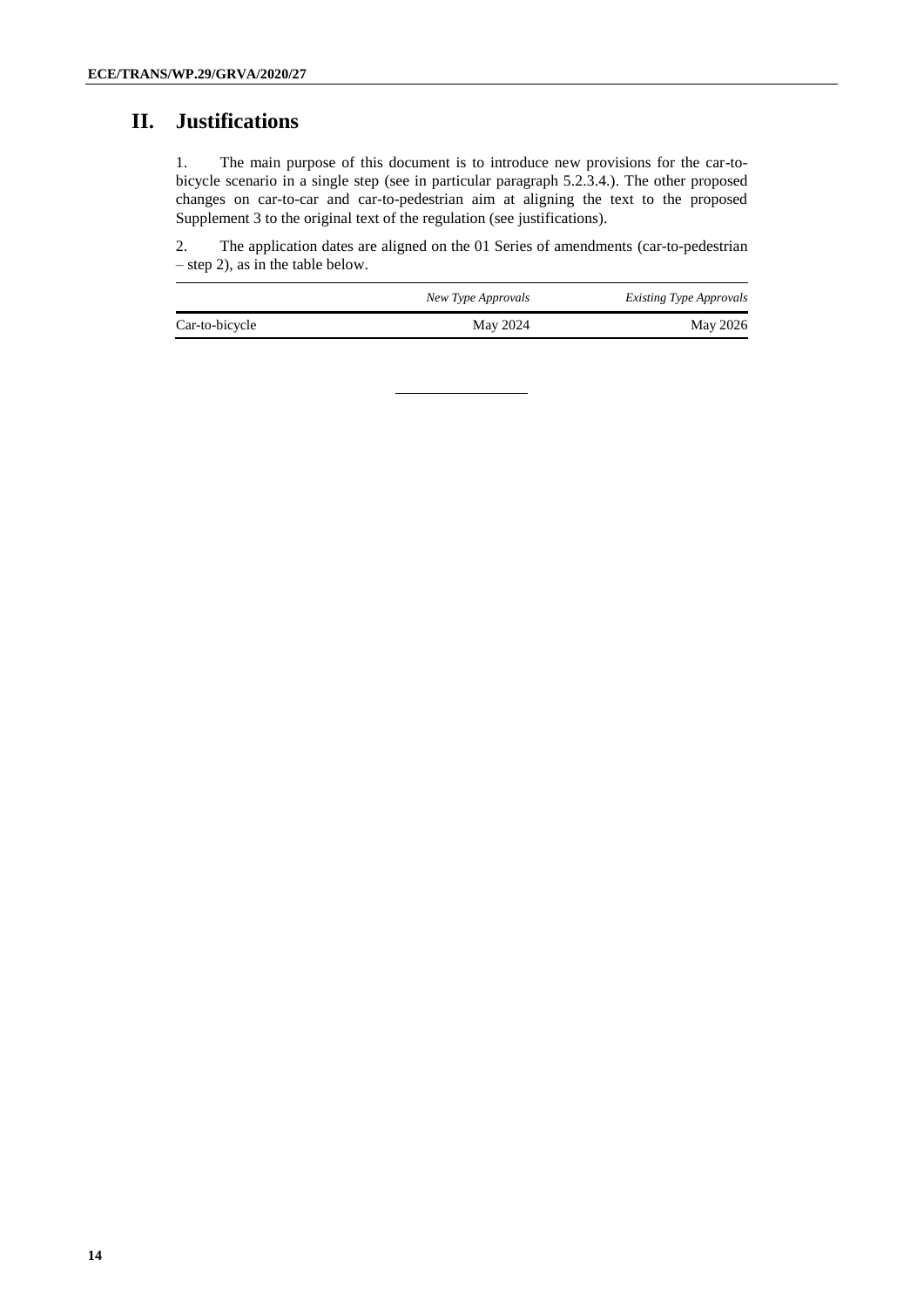# II. Justifications

1. The main purpose of this document is to introduce new provisions for the car-to-bicycle scenario in a single step (see in particular paragraph 5.2.3.4.). The other proposed changes on car-to-car and car-to-pedestrian aim at aligning the text to the proposed Supplement 3 to the original text of the regulation (see justifications).

2. The application dates are aligned on the 01 Series of amendments (car-to-pedestrian – step 2), as in the table below.

| | *New Type Approvals* | *Existing Type Approvals* |
|---|---|---|
| Car-to-bicycle | May 2024 | May 2026 |